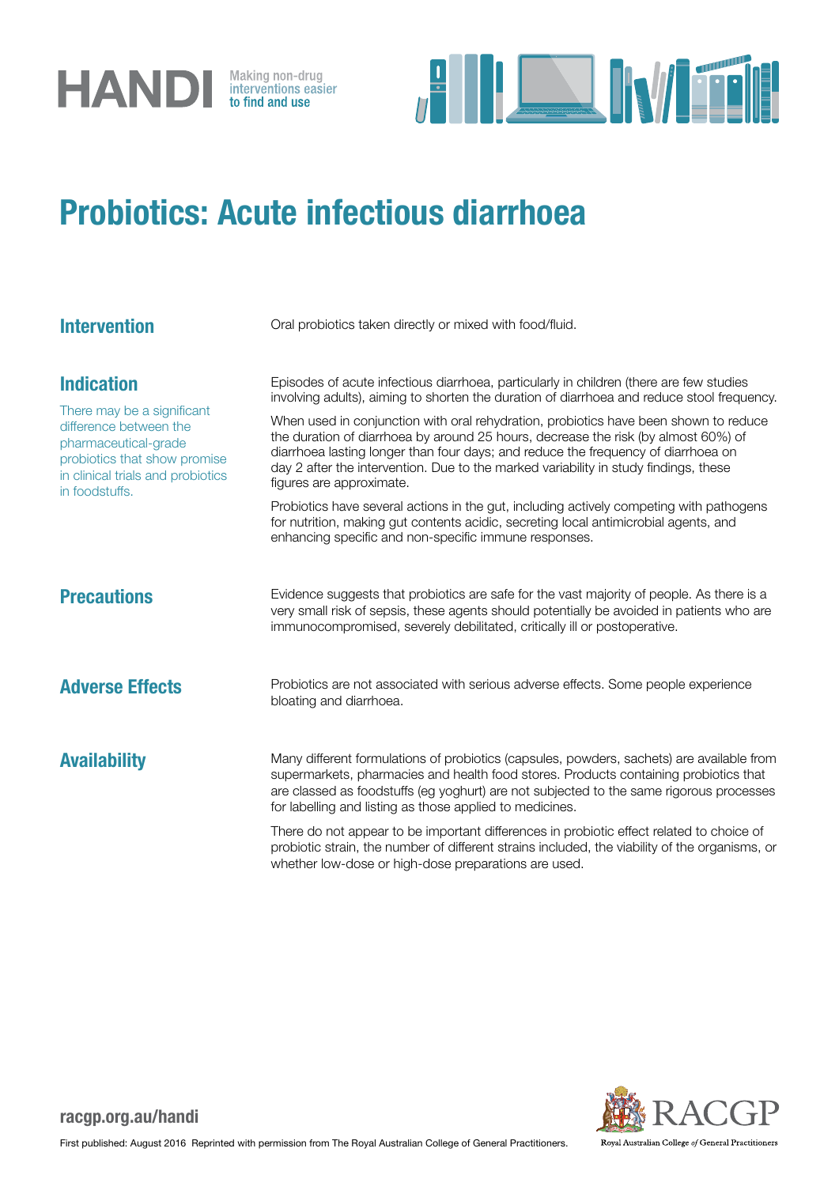HANDI Making non-drug interventions easier to find and use

# Probiotics: Acute infectious diarrhoea

## Intervention

Oral probiotics taken directly or mixed with food/fluid.

## Indication

There may be a significant difference between the pharmaceutical-grade probiotics that show promise in clinical trials and probiotics in foodstuffs.

Episodes of acute infectious diarrhoea, particularly in children (there are few studies involving adults), aiming to shorten the duration of diarrhoea and reduce stool frequency.

When used in conjunction with oral rehydration, probiotics have been shown to reduce the duration of diarrhoea by around 25 hours, decrease the risk (by almost 60%) of diarrhoea lasting longer than four days; and reduce the frequency of diarrhoea on day 2 after the intervention. Due to the marked variability in study findings, these figures are approximate.

Probiotics have several actions in the gut, including actively competing with pathogens for nutrition, making gut contents acidic, secreting local antimicrobial agents, and enhancing specific and non-specific immune responses.

## Precautions

Evidence suggests that probiotics are safe for the vast majority of people. As there is a very small risk of sepsis, these agents should potentially be avoided in patients who are immunocompromised, severely debilitated, critically ill or postoperative.

## Adverse Effects

Probiotics are not associated with serious adverse effects. Some people experience bloating and diarrhoea.

## Availability

Many different formulations of probiotics (capsules, powders, sachets) are available from supermarkets, pharmacies and health food stores. Products containing probiotics that are classed as foodstuffs (eg yoghurt) are not subjected to the same rigorous processes for labelling and listing as those applied to medicines.

There do not appear to be important differences in probiotic effect related to choice of probiotic strain, the number of different strains included, the viability of the organisms, or whether low-dose or high-dose preparations are used.

racgp.org.au/handi

First published: August 2016 Reprinted with permission from The Royal Australian College of General Practitioners.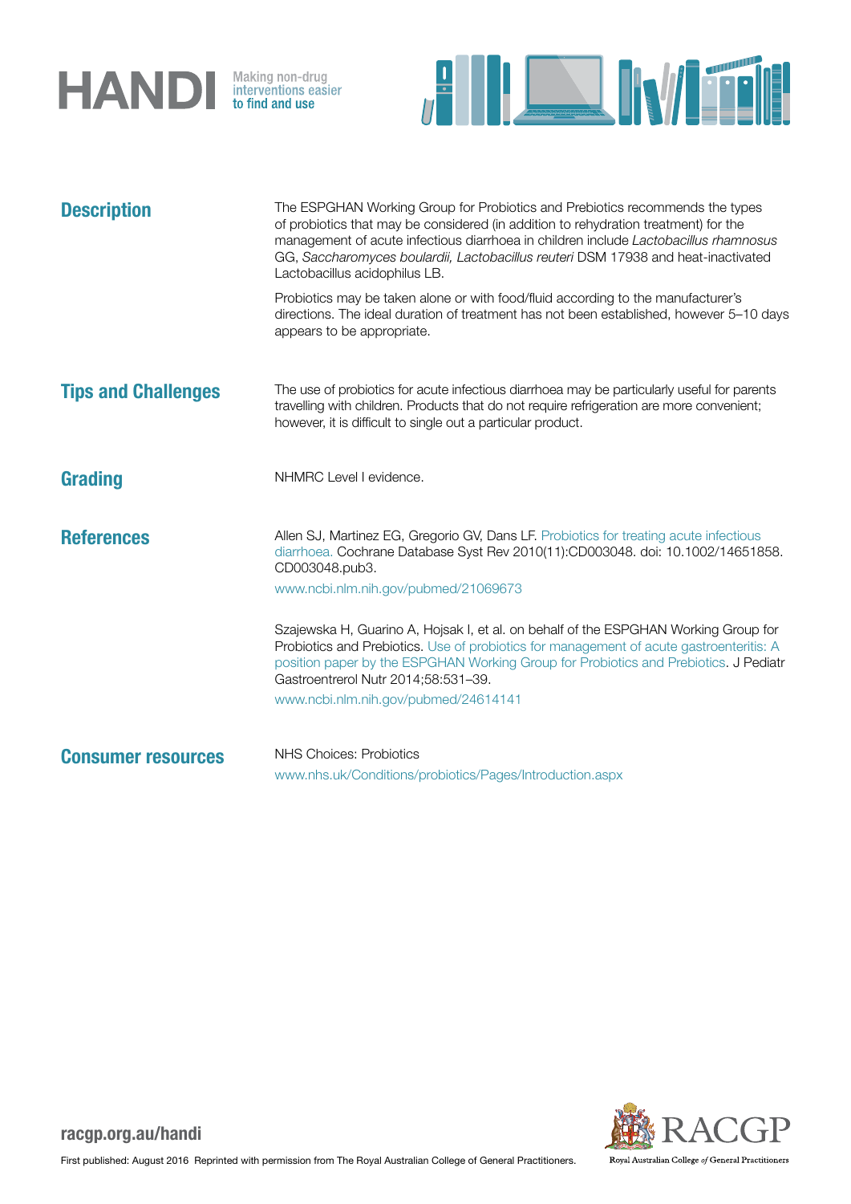## Description

The ESPGHAN Working Group for Probiotics and Prebiotics recommends the types of probiotics that may be considered (in addition to rehydration treatment) for the management of acute infectious diarrhoea in children include *Lactobacillus rhamnosus* GG, *Saccharomyces boulardii, Lactobacillus reuteri* DSM 17938 and heat-inactivated Lactobacillus acidophilus LB.

Probiotics may be taken alone or with food/fluid according to the manufacturer's directions. The ideal duration of treatment has not been established, however 5–10 days appears to be appropriate.

## Tips and Challenges

The use of probiotics for acute infectious diarrhoea may be particularly useful for parents travelling with children. Products that do not require refrigeration are more convenient; however, it is difficult to single out a particular product.

## Grading

NHMRC Level I evidence.

## References

Allen SJ, Martinez EG, Gregorio GV, Dans LF. Probiotics for treating acute infectious diarrhoea. Cochrane Database Syst Rev 2010(11):CD003048. doi: 10.1002/14651858.CD003048.pub3.

www.ncbi.nlm.nih.gov/pubmed/21069673

Szajewska H, Guarino A, Hojsak I, et al. on behalf of the ESPGHAN Working Group for Probiotics and Prebiotics. Use of probiotics for management of acute gastroenteritis: A position paper by the ESPGHAN Working Group for Probiotics and Prebiotics. J Pediatr Gastroentrerol Nutr 2014;58:531–39.

www.ncbi.nlm.nih.gov/pubmed/24614141

## Consumer resources

NHS Choices: Probiotics

www.nhs.uk/Conditions/probiotics/Pages/Introduction.aspx

racgp.org.au/handi

First published: August 2016 Reprinted with permission from The Royal Australian College of General Practitioners.